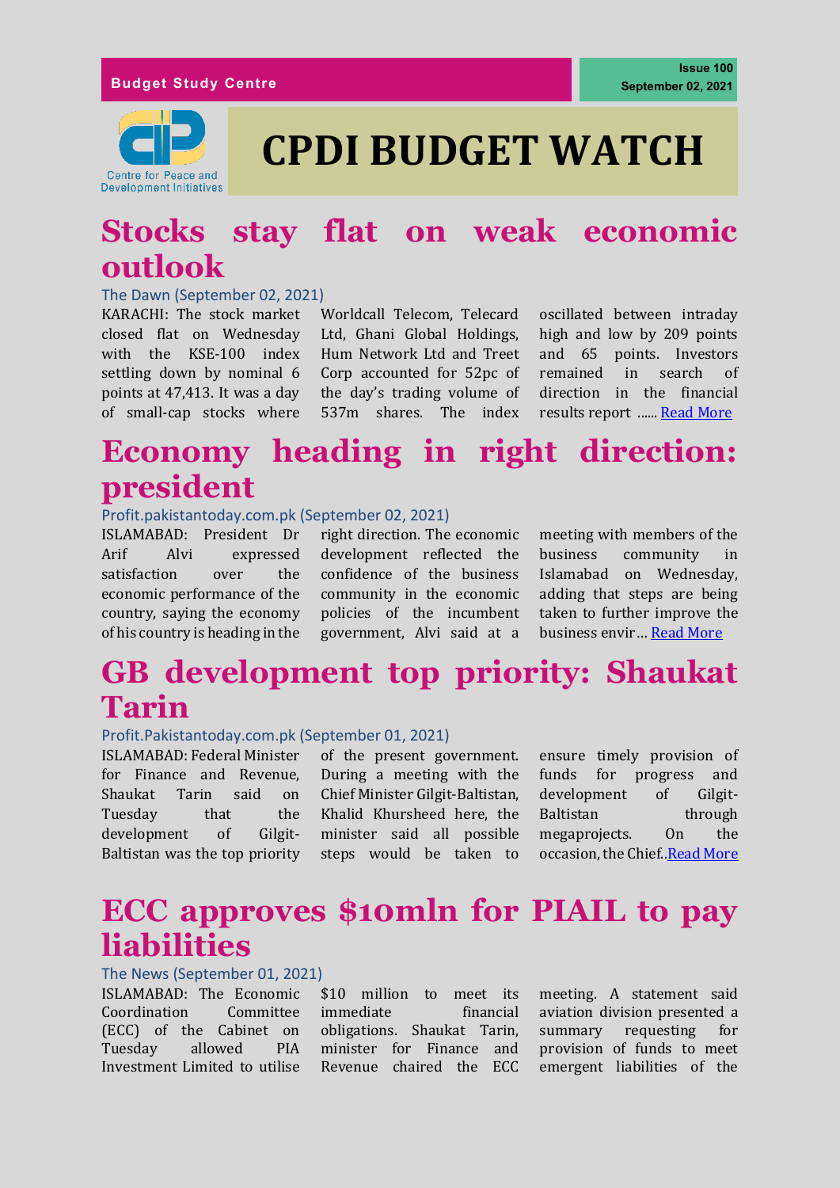Budget Study Centre

Issue 100
September 02, 2021

Centre for Peace and Development Initiatives

# CPDI BUDGET WATCH

## Stocks stay flat on weak economic outlook

The Dawn (September 02, 2021)

KARACHI: The stock market closed flat on Wednesday with the KSE-100 index settling down by nominal 6 points at 47,413. It was a day of small-cap stocks where Worldcall Telecom, Telecard Ltd, Ghani Global Holdings, Hum Network Ltd and Treet Corp accounted for 52pc of the day's trading volume of 537m shares. The index oscillated between intraday high and low by 209 points and 65 points. Investors remained in search of direction in the financial results report ...... Read More

## Economy heading in right direction: president

Profit.pakistantoday.com.pk (September 02, 2021)

ISLAMABAD: President Dr Arif Alvi expressed satisfaction over the economic performance of the country, saying the economy of his country is heading in the right direction. The economic development reflected the confidence of the business community in the economic policies of the incumbent government, Alvi said at a meeting with members of the business community in Islamabad on Wednesday, adding that steps are being taken to further improve the business envir… Read More

## GB development top priority: Shaukat Tarin

Profit.Pakistantoday.com.pk (September 01, 2021)

ISLAMABAD: Federal Minister for Finance and Revenue, Shaukat Tarin said on Tuesday that the development of Gilgit-Baltistan was the top priority of the present government. During a meeting with the Chief Minister Gilgit-Baltistan, Khalid Khursheed here, the minister said all possible steps would be taken to ensure timely provision of funds for progress and development of Gilgit-Baltistan through megaprojects. On the occasion, the Chief..Read More

## ECC approves $10mln for PIAIL to pay liabilities

The News (September 01, 2021)

ISLAMABAD: The Economic Coordination Committee (ECC) of the Cabinet on Tuesday allowed PIA Investment Limited to utilise $10 million to meet its immediate financial obligations. Shaukat Tarin, minister for Finance and Revenue chaired the ECC meeting. A statement said aviation division presented a summary requesting for provision of funds to meet emergent liabilities of the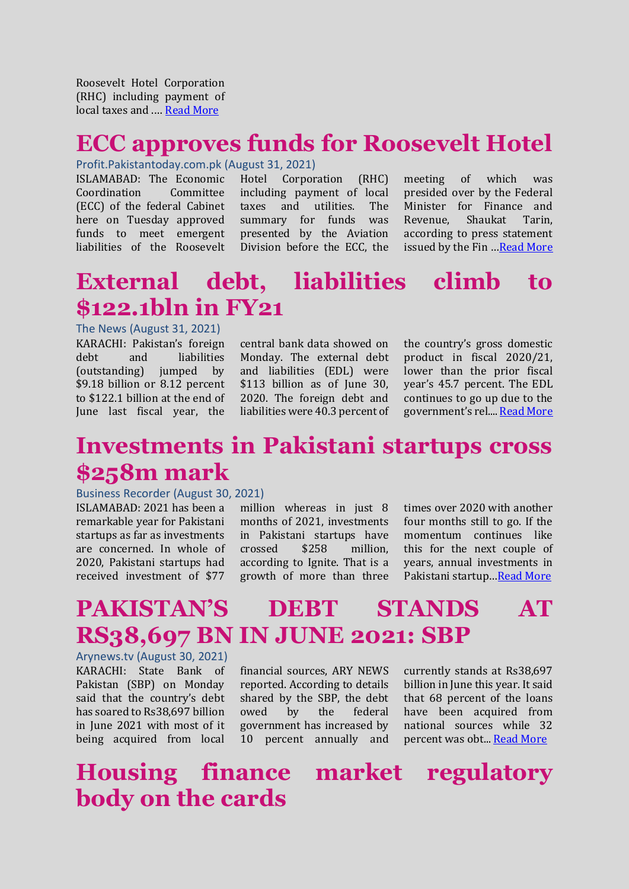Roosevelt Hotel Corporation (RHC) including payment of local taxes and .... Read More

# ECC approves funds for Roosevelt Hotel

Profit.Pakistantoday.com.pk (August 31, 2021)

ISLAMABAD: The Economic Coordination Committee (ECC) of the federal Cabinet here on Tuesday approved funds to meet emergent liabilities of the Roosevelt Hotel Corporation (RHC) including payment of local taxes and utilities. The summary for funds was presented by the Aviation Division before the ECC, the meeting of which was presided over by the Federal Minister for Finance and Revenue, Shaukat Tarin, according to press statement issued by the Fin ...Read More

# External debt, liabilities climb to $122.1bln in FY21

The News (August 31, 2021)

KARACHI: Pakistan's foreign debt and liabilities (outstanding) jumped by $9.18 billion or 8.12 percent to $122.1 billion at the end of June last fiscal year, the central bank data showed on Monday. The external debt and liabilities (EDL) were $113 billion as of June 30, 2020. The foreign debt and liabilities were 40.3 percent of the country's gross domestic product in fiscal 2020/21, lower than the prior fiscal year's 45.7 percent. The EDL continues to go up due to the government's rel.... Read More

# Investments in Pakistani startups cross $258m mark

Business Recorder (August 30, 2021)

ISLAMABAD: 2021 has been a remarkable year for Pakistani startups as far as investments are concerned. In whole of 2020, Pakistani startups had received investment of $77 million whereas in just 8 months of 2021, investments in Pakistani startups have crossed $258 million, according to Ignite. That is a growth of more than three times over 2020 with another four months still to go. If the momentum continues like this for the next couple of years, annual investments in Pakistani startup...Read More

# PAKISTAN'S DEBT STANDS AT RS38,697 BN IN JUNE 2021: SBP

Arynews.tv (August 30, 2021)

KARACHI: State Bank of Pakistan (SBP) on Monday said that the country's debt has soared to Rs38,697 billion in June 2021 with most of it being acquired from local financial sources, ARY NEWS reported. According to details shared by the SBP, the debt owed by the federal government has increased by 10 percent annually and currently stands at Rs38,697 billion in June this year. It said that 68 percent of the loans have been acquired from national sources while 32 percent was obt... Read More

# Housing finance market regulatory body on the cards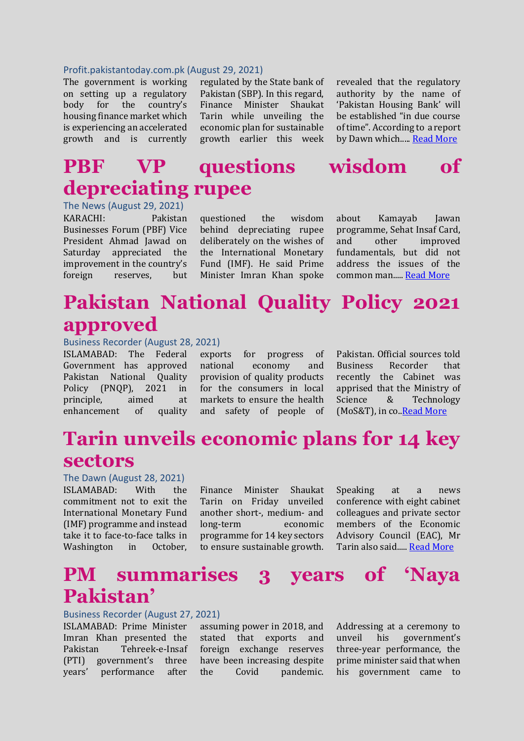Profit.pakistantoday.com.pk (August 29, 2021)

The government is working on setting up a regulatory body for the country's housing finance market which is experiencing an accelerated growth and is currently regulated by the State bank of Pakistan (SBP). In this regard, Finance Minister Shaukat Tarin while unveiling the economic plan for sustainable growth earlier this week revealed that the regulatory authority by the name of 'Pakistan Housing Bank' will be established "in due course of time". According to a report by Dawn which..... Read More

# PBF VP questions wisdom of depreciating rupee

The News (August 29, 2021)

KARACHI: Pakistan Businesses Forum (PBF) Vice President Ahmad Jawad on Saturday appreciated the improvement in the country's foreign reserves, but questioned the wisdom behind depreciating rupee deliberately on the wishes of the International Monetary Fund (IMF). He said Prime Minister Imran Khan spoke about Kamayab Jawan programme, Sehat Insaf Card, and other improved fundamentals, but did not address the issues of the common man..... Read More

# Pakistan National Quality Policy 2021 approved

Business Recorder (August 28, 2021)

ISLAMABAD: The Federal Government has approved Pakistan National Quality Policy (PNQP), 2021 in principle, aimed at enhancement of quality exports for progress of national economy and provision of quality products for the consumers in local markets to ensure the health and safety of people of Pakistan. Official sources told Business Recorder that recently the Cabinet was apprised that the Ministry of Science & Technology (MoS&T), in co..Read More

# Tarin unveils economic plans for 14 key sectors

The Dawn (August 28, 2021)

ISLAMABAD: With the commitment not to exit the International Monetary Fund (IMF) programme and instead take it to face-to-face talks in Washington in October, Finance Minister Shaukat Tarin on Friday unveiled another short-, medium- and long-term economic programme for 14 key sectors to ensure sustainable growth. Speaking at a news conference with eight cabinet colleagues and private sector members of the Economic Advisory Council (EAC), Mr Tarin also said..... Read More

# PM summarises 3 years of 'Naya Pakistan'

Business Recorder (August 27, 2021)

ISLAMABAD: Prime Minister Imran Khan presented the Pakistan Tehreek-e-Insaf (PTI) government's three years' performance after assuming power in 2018, and stated that exports and foreign exchange reserves have been increasing despite the Covid pandemic. Addressing at a ceremony to unveil his government's three-year performance, the prime minister said that when his government came to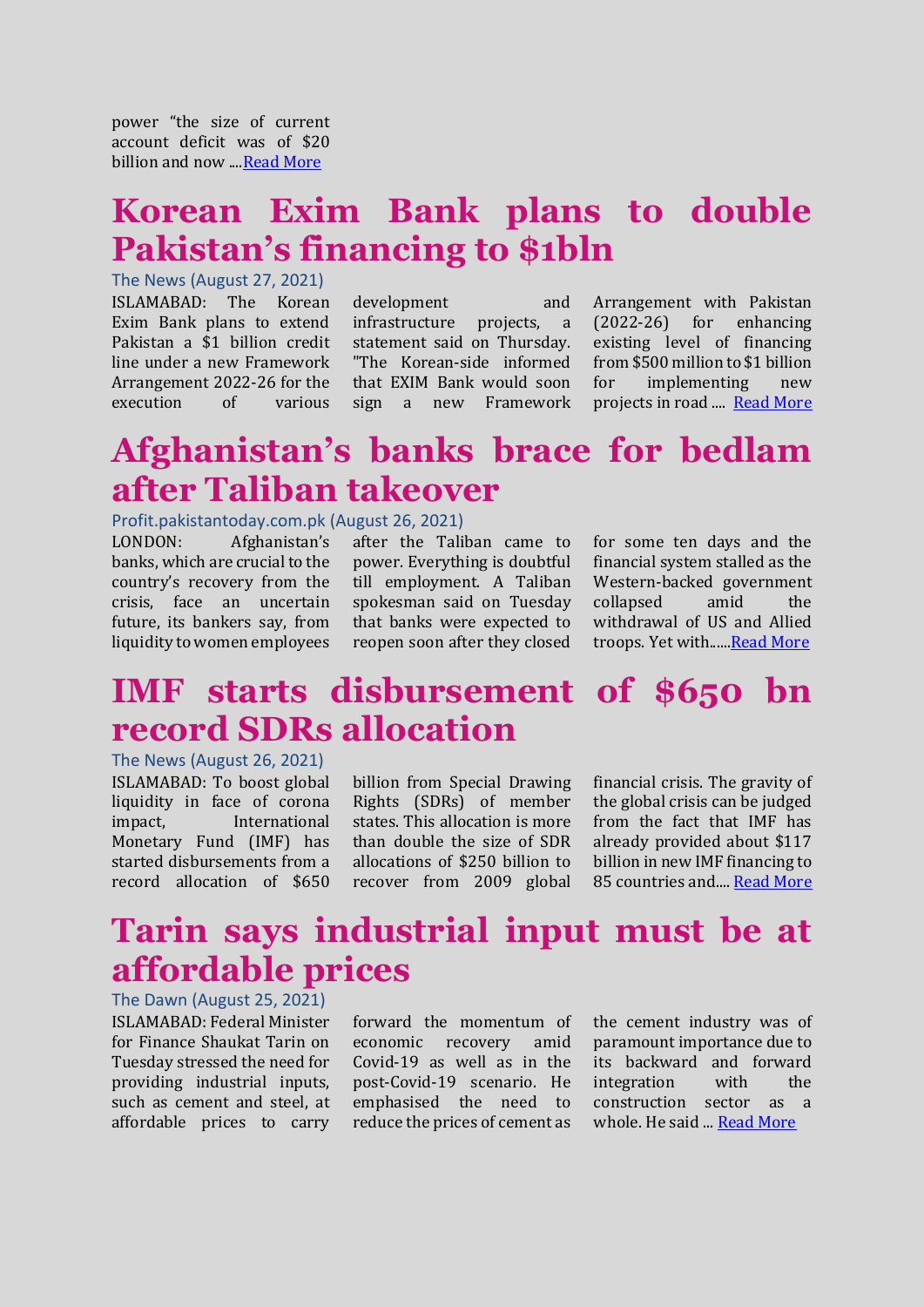power "the size of current account deficit was of $20 billion and now ....Read More

# Korean Exim Bank plans to double Pakistan's financing to $1bln

The News (August 27, 2021)

ISLAMABAD: The Korean Exim Bank plans to extend Pakistan a $1 billion credit line under a new Framework Arrangement 2022-26 for the execution of various development and infrastructure projects, a statement said on Thursday. "The Korean-side informed that EXIM Bank would soon sign a new Framework Arrangement with Pakistan (2022-26) for enhancing existing level of financing from $500 million to $1 billion for implementing new projects in road .... Read More

# Afghanistan's banks brace for bedlam after Taliban takeover

Profit.pakistantoday.com.pk (August 26, 2021)

LONDON: Afghanistan's banks, which are crucial to the country's recovery from the crisis, face an uncertain future, its bankers say, from liquidity to women employees after the Taliban came to power. Everything is doubtful till employment. A Taliban spokesman said on Tuesday that banks were expected to reopen soon after they closed for some ten days and the financial system stalled as the Western-backed government collapsed amid the withdrawal of US and Allied troops. Yet with......Read More

# IMF starts disbursement of $650 bn record SDRs allocation

The News (August 26, 2021)

ISLAMABAD: To boost global liquidity in face of corona impact, International Monetary Fund (IMF) has started disbursements from a record allocation of $650 billion from Special Drawing Rights (SDRs) of member states. This allocation is more than double the size of SDR allocations of $250 billion to recover from 2009 global financial crisis. The gravity of the global crisis can be judged from the fact that IMF has already provided about $117 billion in new IMF financing to 85 countries and.... Read More

# Tarin says industrial input must be at affordable prices

The Dawn (August 25, 2021)

ISLAMABAD: Federal Minister for Finance Shaukat Tarin on Tuesday stressed the need for providing industrial inputs, such as cement and steel, at affordable prices to carry forward the momentum of economic recovery amid Covid-19 as well as in the post-Covid-19 scenario. He emphasised the need to reduce the prices of cement as the cement industry was of paramount importance due to its backward and forward integration with the construction sector as a whole. He said ... Read More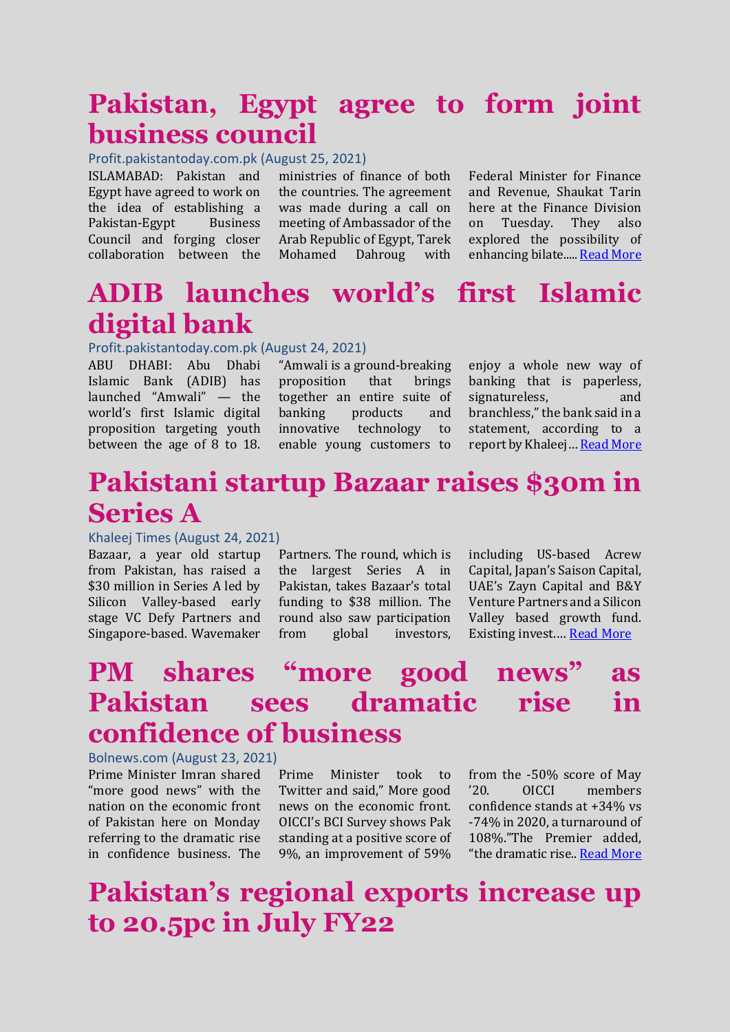# Pakistan, Egypt agree to form joint business council

Profit.pakistantoday.com.pk (August 25, 2021)

ISLAMABAD: Pakistan and Egypt have agreed to work on the idea of establishing a Pakistan-Egypt Business Council and forging closer collaboration between the ministries of finance of both the countries. The agreement was made during a call on meeting of Ambassador of the Arab Republic of Egypt, Tarek Mohamed Dahroug with Federal Minister for Finance and Revenue, Shaukat Tarin here at the Finance Division on Tuesday. They also explored the possibility of enhancing bilate..... Read More

# ADIB launches world's first Islamic digital bank

Profit.pakistantoday.com.pk (August 24, 2021)

ABU DHABI: Abu Dhabi Islamic Bank (ADIB) has launched "Amwali" — the world's first Islamic digital proposition targeting youth between the age of 8 to 18. "Amwali is a ground-breaking proposition that brings together an entire suite of banking products and innovative technology to enable young customers to enjoy a whole new way of banking that is paperless, signatureless, and branchless," the bank said in a statement, according to a report by Khaleej… Read More

# Pakistani startup Bazaar raises $30m in Series A

Khaleej Times (August 24, 2021)

Bazaar, a year old startup from Pakistan, has raised a $30 million in Series A led by Silicon Valley-based early stage VC Defy Partners and Singapore-based. Wavemaker Partners. The round, which is the largest Series A in Pakistan, takes Bazaar's total funding to $38 million. The round also saw participation from global investors, including US-based Acrew Capital, Japan's Saison Capital, UAE's Zayn Capital and B&Y Venture Partners and a Silicon Valley based growth fund. Existing invest…. Read More

# PM shares "more good news" as Pakistan sees dramatic rise in confidence of business

Bolnews.com (August 23, 2021)

Prime Minister Imran shared "more good news" with the nation on the economic front of Pakistan here on Monday referring to the dramatic rise in confidence business. The Prime Minister took to Twitter and said," More good news on the economic front. OICCI's BCI Survey shows Pak standing at a positive score of 9%, an improvement of 59% from the -50% score of May '20. OICCI members confidence stands at +34% vs -74% in 2020, a turnaround of 108%."The Premier added, "the dramatic rise.. Read More

# Pakistan's regional exports increase up to 20.5pc in July FY22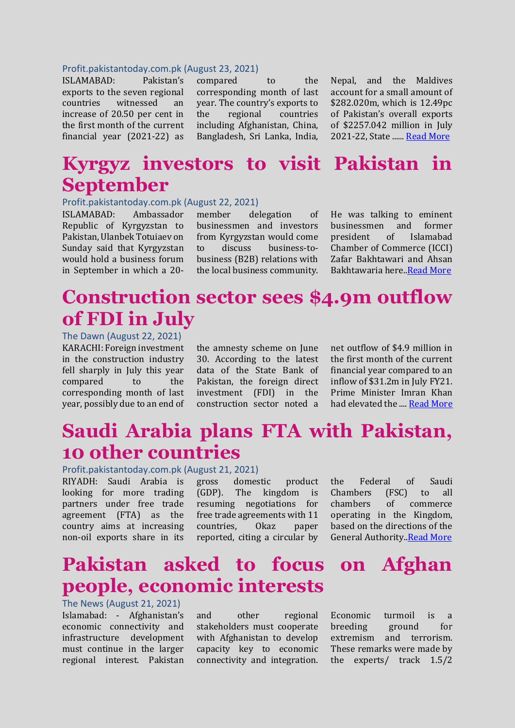Profit.pakistantoday.com.pk (August 23, 2021)

ISLAMABAD: Pakistan's exports to the seven regional countries witnessed an increase of 20.50 per cent in the first month of the current financial year (2021-22) as compared to the corresponding month of last year. The country's exports to the regional countries including Afghanistan, China, Bangladesh, Sri Lanka, India, Nepal, and the Maldives account for a small amount of $282.020m, which is 12.49pc of Pakistan's overall exports of $2257.042 million in July 2021-22, State ...... [Read More]

# Kyrgyz investors to visit Pakistan in September

Profit.pakistantoday.com.pk (August 22, 2021)

ISLAMABAD: Ambassador Republic of Kyrgyzstan to Pakistan, Ulanbek Totuiaev on Sunday said that Kyrgyzstan would hold a business forum in September in which a 20-member delegation of businessmen and investors from Kyrgyzstan would come to discuss business-to-business (B2B) relations with the local business community. He was talking to eminent businessmen and former president of Islamabad Chamber of Commerce (ICCI) Zafar Bakhtawari and Ahsan Bakhtawaria here..[Read More]

# Construction sector sees $4.9m outflow of FDI in July

The Dawn (August 22, 2021)

KARACHI: Foreign investment in the construction industry fell sharply in July this year compared to the corresponding month of last year, possibly due to an end of the amnesty scheme on June 30. According to the latest data of the State Bank of Pakistan, the foreign direct investment (FDI) in the construction sector noted a net outflow of $4.9 million in the first month of the current financial year compared to an inflow of $31.2m in July FY21. Prime Minister Imran Khan had elevated the .... [Read More]

# Saudi Arabia plans FTA with Pakistan, 10 other countries

Profit.pakistantoday.com.pk (August 21, 2021)

RIYADH: Saudi Arabia is looking for more trading partners under free trade agreement (FTA) as the country aims at increasing non-oil exports share in its gross domestic product (GDP). The kingdom is resuming negotiations for free trade agreements with 11 countries, Okaz paper reported, citing a circular by the Federal of Saudi Chambers (FSC) to all chambers of commerce operating in the Kingdom, based on the directions of the General Authority..[Read More]

# Pakistan asked to focus on Afghan people, economic interests

The News (August 21, 2021)

Islamabad: - Afghanistan's economic connectivity and infrastructure development must continue in the larger regional interest. Pakistan and other regional stakeholders must cooperate with Afghanistan to develop capacity key to economic connectivity and integration. Economic turmoil is a breeding ground for extremism and terrorism. These remarks were made by the experts/ track 1.5/2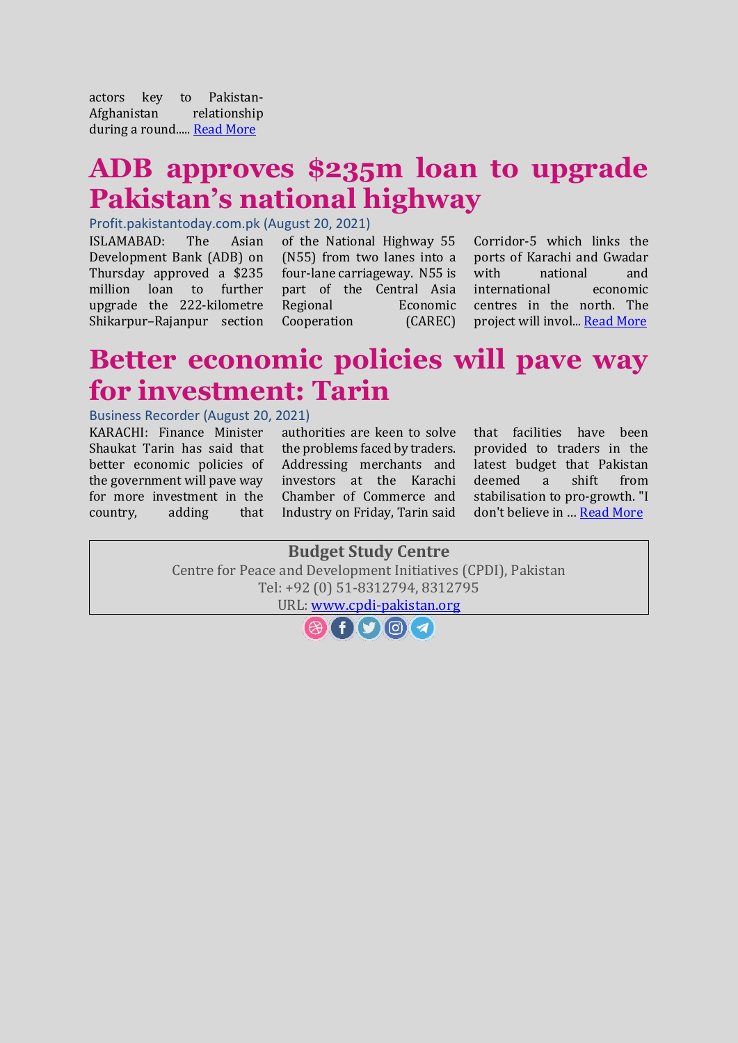actors key to Pakistan-Afghanistan relationship during a round..... Read More

# ADB approves $235m loan to upgrade Pakistan's national highway

Profit.pakistantoday.com.pk (August 20, 2021)

ISLAMABAD: The Asian Development Bank (ADB) on Thursday approved a $235 million loan to further upgrade the 222-kilometre Shikarpur–Rajanpur section of the National Highway 55 (N55) from two lanes into a four-lane carriageway. N55 is part of the Central Asia Regional Economic Cooperation (CAREC) Corridor-5 which links the ports of Karachi and Gwadar with national and international economic centres in the north. The project will invol... Read More

# Better economic policies will pave way for investment: Tarin

Business Recorder (August 20, 2021)

KARACHI: Finance Minister Shaukat Tarin has said that better economic policies of the government will pave way for more investment in the country, adding that authorities are keen to solve the problems faced by traders. Addressing merchants and investors at the Karachi Chamber of Commerce and Industry on Friday, Tarin said that facilities have been provided to traders in the latest budget that Pakistan deemed a shift from stabilisation to pro-growth. "I don't believe in … Read More

**Budget Study Centre**

Centre for Peace and Development Initiatives (CPDI), Pakistan

Tel: +92 (0) 51-8312794, 8312795

URL: www.cpdi-pakistan.org